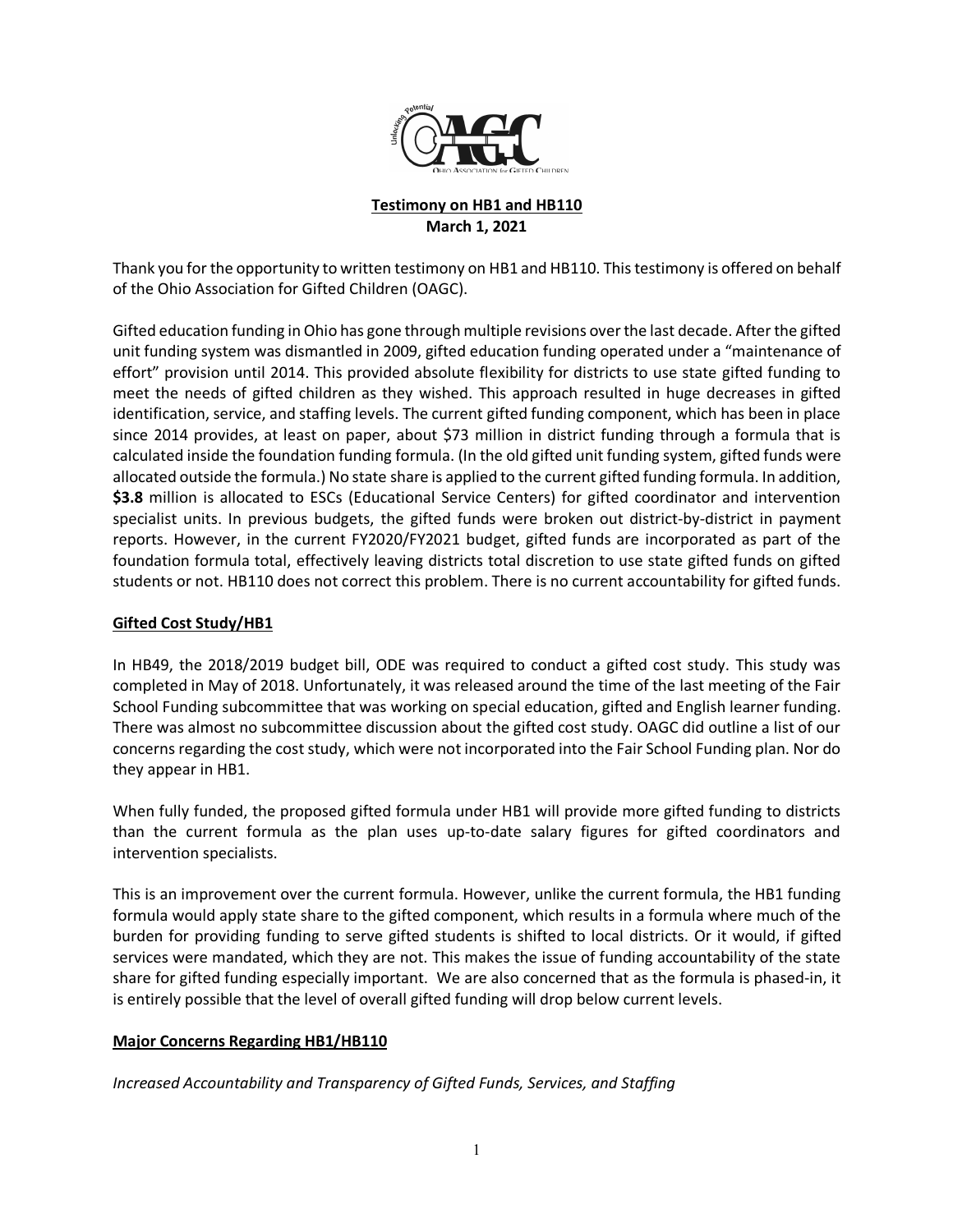**Testimony on HB1 and HB110**
**March 1, 2021**

Thank you for the opportunity to written testimony on HB1 and HB110. This testimony is offered on behalf of the Ohio Association for Gifted Children (OAGC).

Gifted education funding in Ohio has gone through multiple revisions over the last decade. After the gifted unit funding system was dismantled in 2009, gifted education funding operated under a "maintenance of effort" provision until 2014. This provided absolute flexibility for districts to use state gifted funding to meet the needs of gifted children as they wished. This approach resulted in huge decreases in gifted identification, service, and staffing levels. The current gifted funding component, which has been in place since 2014 provides, at least on paper, about $73 million in district funding through a formula that is calculated inside the foundation funding formula. (In the old gifted unit funding system, gifted funds were allocated outside the formula.) No state share is applied to the current gifted funding formula. In addition, **$3.8** million is allocated to ESCs (Educational Service Centers) for gifted coordinator and intervention specialist units. In previous budgets, the gifted funds were broken out district-by-district in payment reports. However, in the current FY2020/FY2021 budget, gifted funds are incorporated as part of the foundation formula total, effectively leaving districts total discretion to use state gifted funds on gifted students or not. HB110 does not correct this problem. There is no current accountability for gifted funds.

## Gifted Cost Study/HB1

In HB49, the 2018/2019 budget bill, ODE was required to conduct a gifted cost study. This study was completed in May of 2018. Unfortunately, it was released around the time of the last meeting of the Fair School Funding subcommittee that was working on special education, gifted and English learner funding. There was almost no subcommittee discussion about the gifted cost study. OAGC did outline a list of our concerns regarding the cost study, which were not incorporated into the Fair School Funding plan. Nor do they appear in HB1.

When fully funded, the proposed gifted formula under HB1 will provide more gifted funding to districts than the current formula as the plan uses up-to-date salary figures for gifted coordinators and intervention specialists.

This is an improvement over the current formula. However, unlike the current formula, the HB1 funding formula would apply state share to the gifted component, which results in a formula where much of the burden for providing funding to serve gifted students is shifted to local districts. Or it would, if gifted services were mandated, which they are not. This makes the issue of funding accountability of the state share for gifted funding especially important. We are also concerned that as the formula is phased-in, it is entirely possible that the level of overall gifted funding will drop below current levels.

## Major Concerns Regarding HB1/HB110

*Increased Accountability and Transparency of Gifted Funds, Services, and Staffing*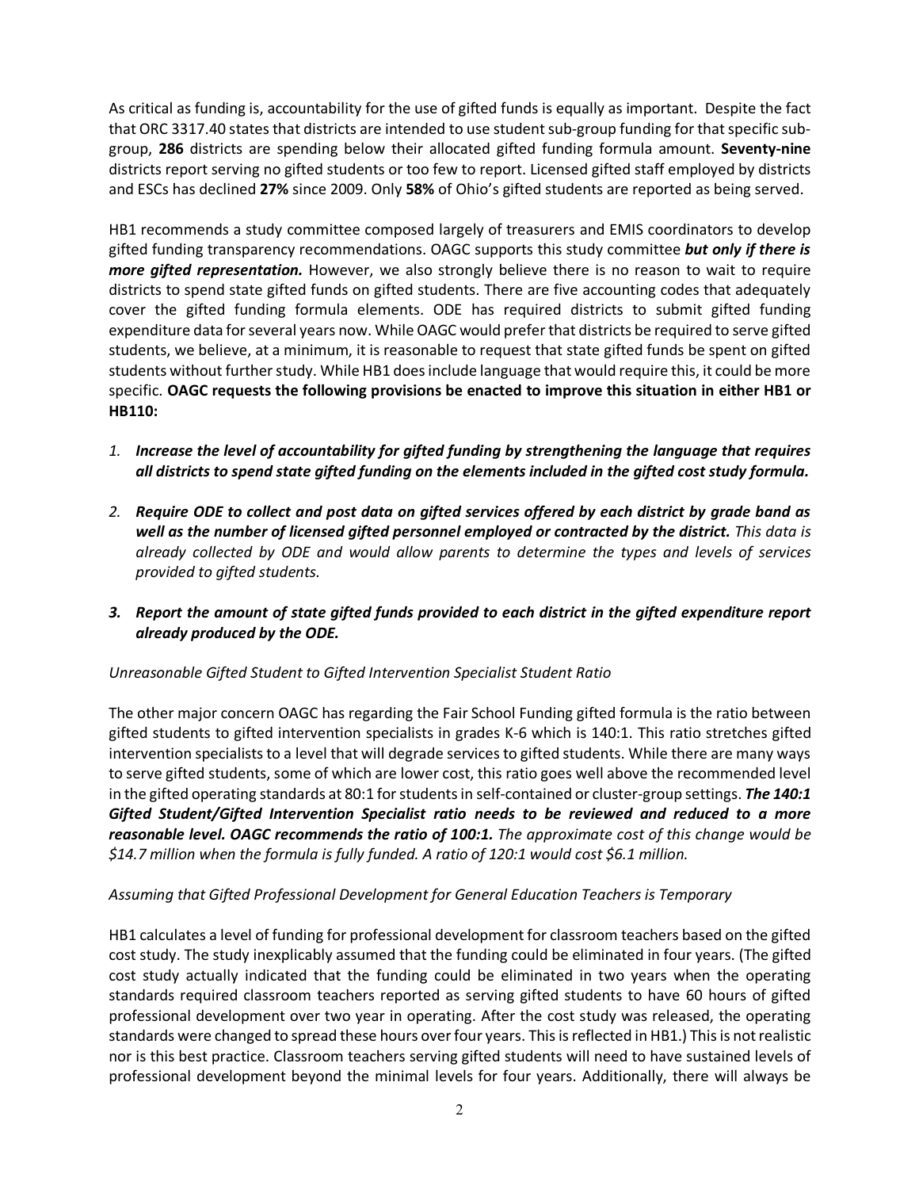As critical as funding is, accountability for the use of gifted funds is equally as important. Despite the fact that ORC 3317.40 states that districts are intended to use student sub-group funding for that specific sub-group, **286** districts are spending below their allocated gifted funding formula amount. **Seventy-nine** districts report serving no gifted students or too few to report. Licensed gifted staff employed by districts and ESCs has declined **27%** since 2009. Only **58%** of Ohio's gifted students are reported as being served.

HB1 recommends a study committee composed largely of treasurers and EMIS coordinators to develop gifted funding transparency recommendations. OAGC supports this study committee ***but only if there is more gifted representation.*** However, we also strongly believe there is no reason to wait to require districts to spend state gifted funds on gifted students. There are five accounting codes that adequately cover the gifted funding formula elements. ODE has required districts to submit gifted funding expenditure data for several years now. While OAGC would prefer that districts be required to serve gifted students, we believe, at a minimum, it is reasonable to request that state gifted funds be spent on gifted students without further study. While HB1 does include language that would require this, it could be more specific. **OAGC requests the following provisions be enacted to improve this situation in either HB1 or HB110:**

1. ***Increase the level of accountability for gifted funding by strengthening the language that requires all districts to spend state gifted funding on the elements included in the gifted cost study formula.***
2. ***Require ODE to collect and post data on gifted services offered by each district by grade band as well as the number of licensed gifted personnel employed or contracted by the district.*** *This data is already collected by ODE and would allow parents to determine the types and levels of services provided to gifted students.*
3. ***Report the amount of state gifted funds provided to each district in the gifted expenditure report already produced by the ODE.***

*Unreasonable Gifted Student to Gifted Intervention Specialist Student Ratio*

The other major concern OAGC has regarding the Fair School Funding gifted formula is the ratio between gifted students to gifted intervention specialists in grades K-6 which is 140:1. This ratio stretches gifted intervention specialists to a level that will degrade services to gifted students. While there are many ways to serve gifted students, some of which are lower cost, this ratio goes well above the recommended level in the gifted operating standards at 80:1 for students in self-contained or cluster-group settings. ***The 140:1 Gifted Student/Gifted Intervention Specialist ratio needs to be reviewed and reduced to a more reasonable level. OAGC recommends the ratio of 100:1.*** *The approximate cost of this change would be $14.7 million when the formula is fully funded. A ratio of 120:1 would cost $6.1 million.*

*Assuming that Gifted Professional Development for General Education Teachers is Temporary*

HB1 calculates a level of funding for professional development for classroom teachers based on the gifted cost study. The study inexplicably assumed that the funding could be eliminated in four years. (The gifted cost study actually indicated that the funding could be eliminated in two years when the operating standards required classroom teachers reported as serving gifted students to have 60 hours of gifted professional development over two year in operating. After the cost study was released, the operating standards were changed to spread these hours over four years. This is reflected in HB1.) This is not realistic nor is this best practice. Classroom teachers serving gifted students will need to have sustained levels of professional development beyond the minimal levels for four years. Additionally, there will always be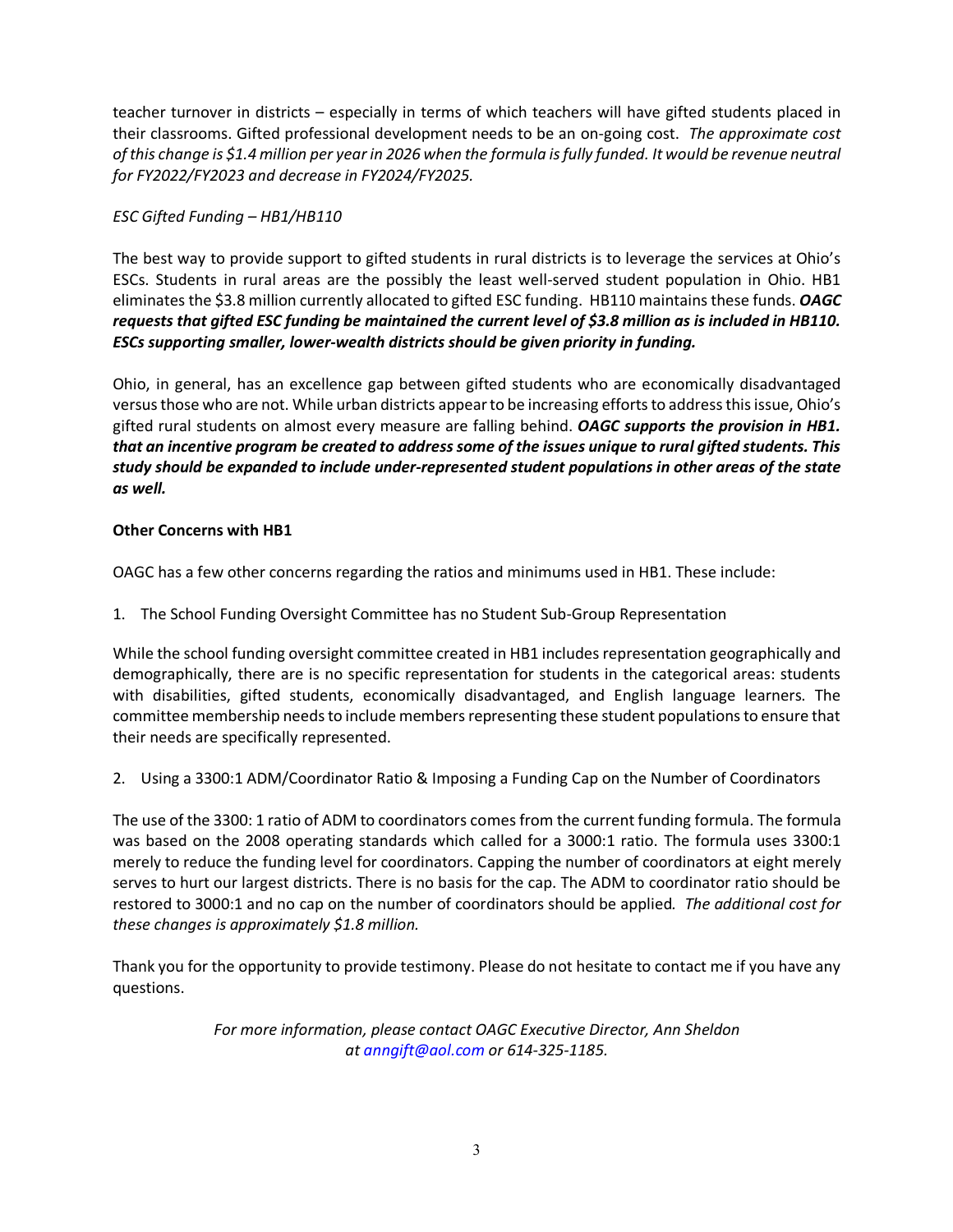teacher turnover in districts – especially in terms of which teachers will have gifted students placed in their classrooms. Gifted professional development needs to be an on-going cost. *The approximate cost of this change is $1.4 million per year in 2026 when the formula is fully funded. It would be revenue neutral for FY2022/FY2023 and decrease in FY2024/FY2025.*

*ESC Gifted Funding – HB1/HB110*

The best way to provide support to gifted students in rural districts is to leverage the services at Ohio's ESCs. Students in rural areas are the possibly the least well-served student population in Ohio. HB1 eliminates the $3.8 million currently allocated to gifted ESC funding. HB110 maintains these funds. ***OAGC requests that gifted ESC funding be maintained the current level of $3.8 million as is included in HB110. ESCs supporting smaller, lower-wealth districts should be given priority in funding.***

Ohio, in general, has an excellence gap between gifted students who are economically disadvantaged versus those who are not. While urban districts appear to be increasing efforts to address this issue, Ohio's gifted rural students on almost every measure are falling behind. ***OAGC supports the provision in HB1. that an incentive program be created to address some of the issues unique to rural gifted students. This study should be expanded to include under-represented student populations in other areas of the state as well.***

**Other Concerns with HB1**

OAGC has a few other concerns regarding the ratios and minimums used in HB1. These include:

1. The School Funding Oversight Committee has no Student Sub-Group Representation

While the school funding oversight committee created in HB1 includes representation geographically and demographically, there are is no specific representation for students in the categorical areas: students with disabilities, gifted students, economically disadvantaged, and English language learners. The committee membership needs to include members representing these student populations to ensure that their needs are specifically represented.

2. Using a 3300:1 ADM/Coordinator Ratio & Imposing a Funding Cap on the Number of Coordinators

The use of the 3300: 1 ratio of ADM to coordinators comes from the current funding formula. The formula was based on the 2008 operating standards which called for a 3000:1 ratio. The formula uses 3300:1 merely to reduce the funding level for coordinators. Capping the number of coordinators at eight merely serves to hurt our largest districts. There is no basis for the cap. The ADM to coordinator ratio should be restored to 3000:1 and no cap on the number of coordinators should be applied*. The additional cost for these changes is approximately $1.8 million.*

Thank you for the opportunity to provide testimony. Please do not hesitate to contact me if you have any questions.

*For more information, please contact OAGC Executive Director, Ann Sheldon at anngift@aol.com or 614-325-1185.*